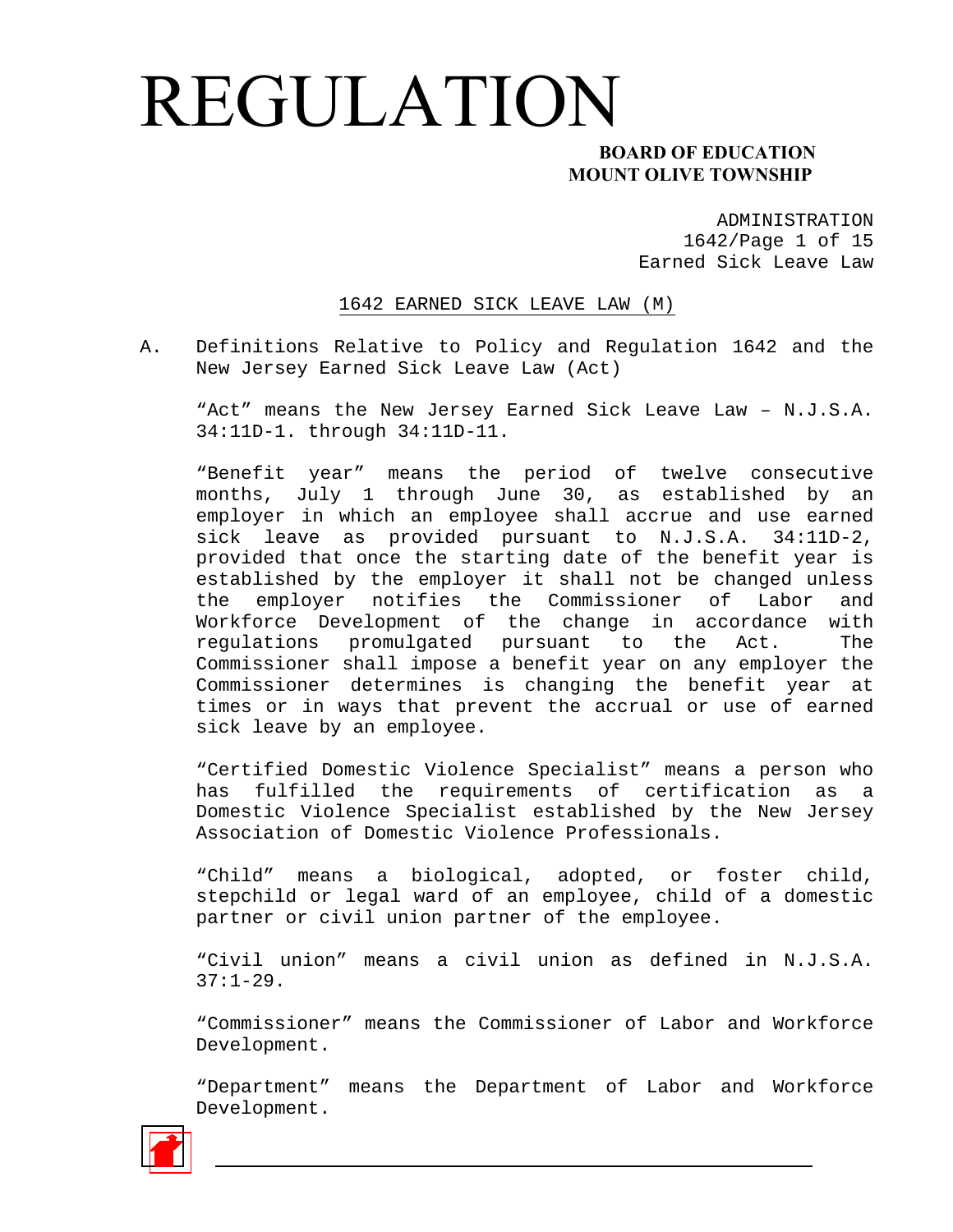# REGULATION

**BOARD OF EDUCATION**
**MOUNT OLIVE TOWNSHIP**

ADMINISTRATION
1642/Page 1 of 15
Earned Sick Leave Law

## 1642 EARNED SICK LEAVE LAW (M)

A. Definitions Relative to Policy and Regulation 1642 and the New Jersey Earned Sick Leave Law (Act)

“Act” means the New Jersey Earned Sick Leave Law – N.J.S.A. 34:11D-1. through 34:11D-11.

“Benefit year” means the period of twelve consecutive months, July 1 through June 30, as established by an employer in which an employee shall accrue and use earned sick leave as provided pursuant to N.J.S.A. 34:11D-2, provided that once the starting date of the benefit year is established by the employer it shall not be changed unless the employer notifies the Commissioner of Labor and Workforce Development of the change in accordance with regulations promulgated pursuant to the Act. The Commissioner shall impose a benefit year on any employer the Commissioner determines is changing the benefit year at times or in ways that prevent the accrual or use of earned sick leave by an employee.

“Certified Domestic Violence Specialist” means a person who has fulfilled the requirements of certification as a Domestic Violence Specialist established by the New Jersey Association of Domestic Violence Professionals.

“Child” means a biological, adopted, or foster child, stepchild or legal ward of an employee, child of a domestic partner or civil union partner of the employee.

“Civil union” means a civil union as defined in N.J.S.A. 37:1-29.

“Commissioner” means the Commissioner of Labor and Workforce Development.

“Department” means the Department of Labor and Workforce Development.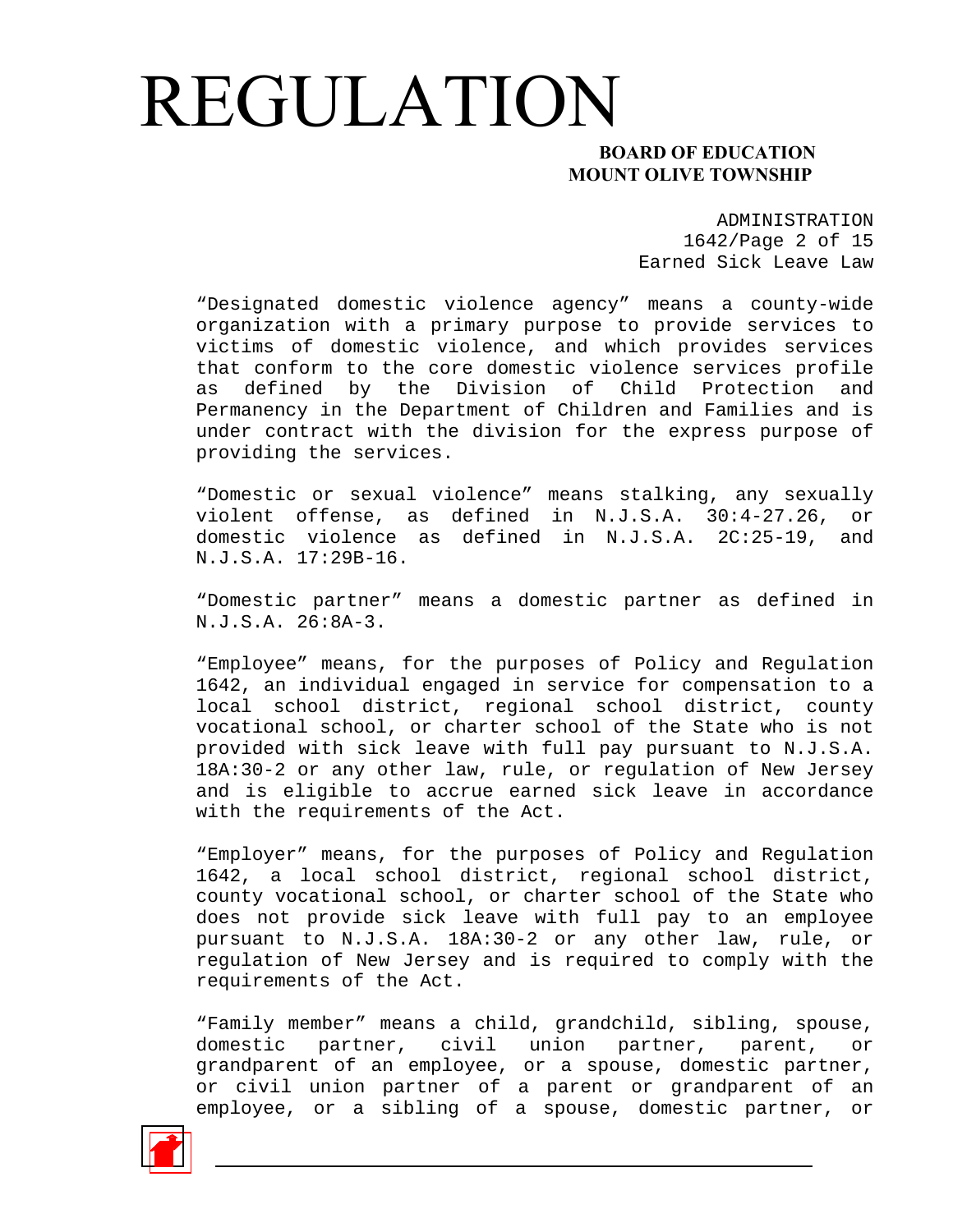"Designated domestic violence agency" means a county-wide organization with a primary purpose to provide services to victims of domestic violence, and which provides services that conform to the core domestic violence services profile as defined by the Division of Child Protection and Permanency in the Department of Children and Families and is under contract with the division for the express purpose of providing the services.

"Domestic or sexual violence" means stalking, any sexually violent offense, as defined in N.J.S.A. 30:4-27.26, or domestic violence as defined in N.J.S.A. 2C:25-19, and N.J.S.A. 17:29B-16.

"Domestic partner" means a domestic partner as defined in N.J.S.A. 26:8A-3.

"Employee" means, for the purposes of Policy and Regulation 1642, an individual engaged in service for compensation to a local school district, regional school district, county vocational school, or charter school of the State who is not provided with sick leave with full pay pursuant to N.J.S.A. 18A:30-2 or any other law, rule, or regulation of New Jersey and is eligible to accrue earned sick leave in accordance with the requirements of the Act.

"Employer" means, for the purposes of Policy and Regulation 1642, a local school district, regional school district, county vocational school, or charter school of the State who does not provide sick leave with full pay to an employee pursuant to N.J.S.A. 18A:30-2 or any other law, rule, or regulation of New Jersey and is required to comply with the requirements of the Act.

"Family member" means a child, grandchild, sibling, spouse, domestic partner, civil union partner, parent, or grandparent of an employee, or a spouse, domestic partner, or civil union partner of a parent or grandparent of an employee, or a sibling of a spouse, domestic partner, or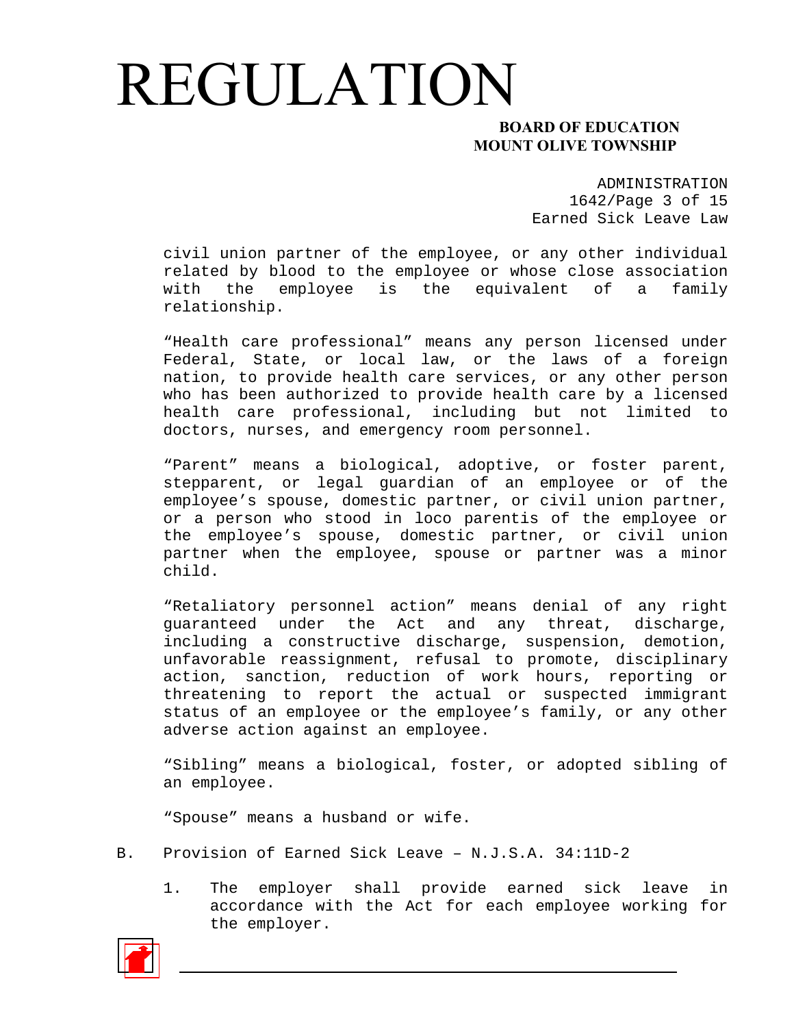civil union partner of the employee, or any other individual related by blood to the employee or whose close association with the employee is the equivalent of a family relationship.

"Health care professional" means any person licensed under Federal, State, or local law, or the laws of a foreign nation, to provide health care services, or any other person who has been authorized to provide health care by a licensed health care professional, including but not limited to doctors, nurses, and emergency room personnel.

"Parent" means a biological, adoptive, or foster parent, stepparent, or legal guardian of an employee or of the employee's spouse, domestic partner, or civil union partner, or a person who stood in loco parentis of the employee or the employee's spouse, domestic partner, or civil union partner when the employee, spouse or partner was a minor child.

"Retaliatory personnel action" means denial of any right guaranteed under the Act and any threat, discharge, including a constructive discharge, suspension, demotion, unfavorable reassignment, refusal to promote, disciplinary action, sanction, reduction of work hours, reporting or threatening to report the actual or suspected immigrant status of an employee or the employee's family, or any other adverse action against an employee.

"Sibling" means a biological, foster, or adopted sibling of an employee.

"Spouse" means a husband or wife.

B. Provision of Earned Sick Leave – N.J.S.A. 34:11D-2

1. The employer shall provide earned sick leave in accordance with the Act for each employee working for the employer.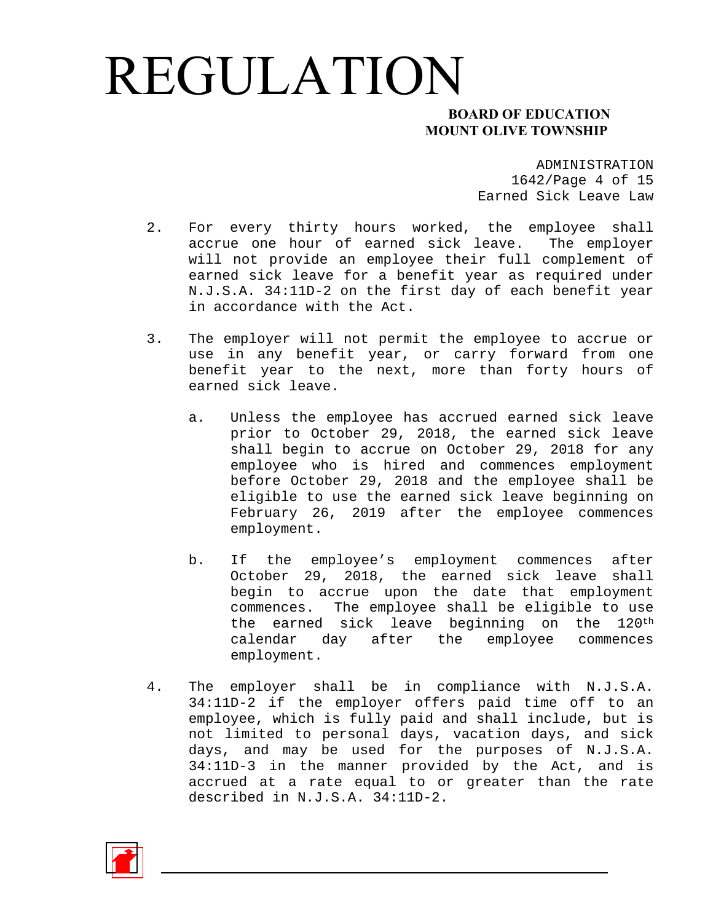2. For every thirty hours worked, the employee shall accrue one hour of earned sick leave. The employer will not provide an employee their full complement of earned sick leave for a benefit year as required under N.J.S.A. 34:11D-2 on the first day of each benefit year in accordance with the Act.

3. The employer will not permit the employee to accrue or use in any benefit year, or carry forward from one benefit year to the next, more than forty hours of earned sick leave.

   a. Unless the employee has accrued earned sick leave prior to October 29, 2018, the earned sick leave shall begin to accrue on October 29, 2018 for any employee who is hired and commences employment before October 29, 2018 and the employee shall be eligible to use the earned sick leave beginning on February 26, 2019 after the employee commences employment.

   b. If the employee's employment commences after October 29, 2018, the earned sick leave shall begin to accrue upon the date that employment commences. The employee shall be eligible to use the earned sick leave beginning on the 120th calendar day after the employee commences employment.

4. The employer shall be in compliance with N.J.S.A. 34:11D-2 if the employer offers paid time off to an employee, which is fully paid and shall include, but is not limited to personal days, vacation days, and sick days, and may be used for the purposes of N.J.S.A. 34:11D-3 in the manner provided by the Act, and is accrued at a rate equal to or greater than the rate described in N.J.S.A. 34:11D-2.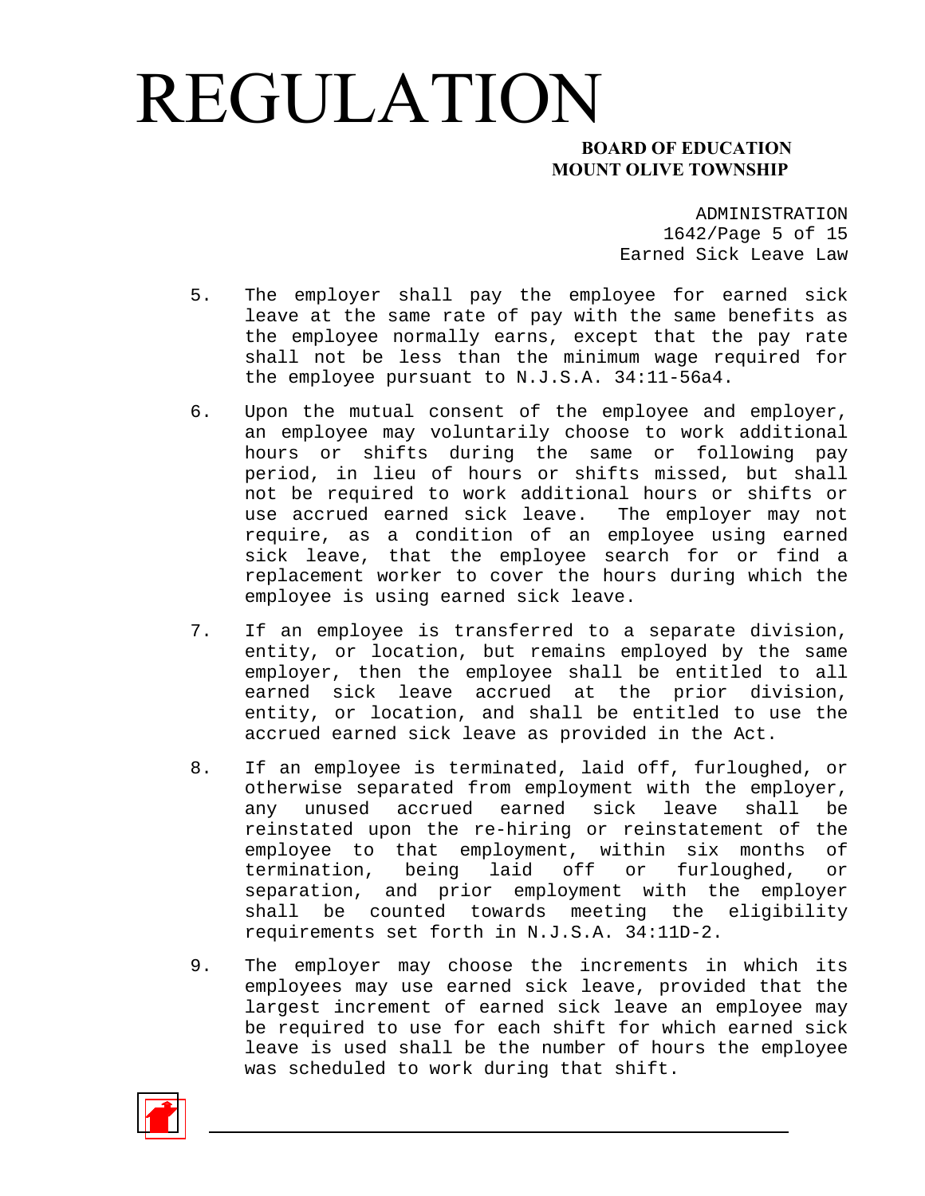5. The employer shall pay the employee for earned sick leave at the same rate of pay with the same benefits as the employee normally earns, except that the pay rate shall not be less than the minimum wage required for the employee pursuant to N.J.S.A. 34:11-56a4.

6. Upon the mutual consent of the employee and employer, an employee may voluntarily choose to work additional hours or shifts during the same or following pay period, in lieu of hours or shifts missed, but shall not be required to work additional hours or shifts or use accrued earned sick leave. The employer may not require, as a condition of an employee using earned sick leave, that the employee search for or find a replacement worker to cover the hours during which the employee is using earned sick leave.

7. If an employee is transferred to a separate division, entity, or location, but remains employed by the same employer, then the employee shall be entitled to all earned sick leave accrued at the prior division, entity, or location, and shall be entitled to use the accrued earned sick leave as provided in the Act.

8. If an employee is terminated, laid off, furloughed, or otherwise separated from employment with the employer, any unused accrued earned sick leave shall be reinstated upon the re-hiring or reinstatement of the employee to that employment, within six months of termination, being laid off or furloughed, or separation, and prior employment with the employer shall be counted towards meeting the eligibility requirements set forth in N.J.S.A. 34:11D-2.

9. The employer may choose the increments in which its employees may use earned sick leave, provided that the largest increment of earned sick leave an employee may be required to use for each shift for which earned sick leave is used shall be the number of hours the employee was scheduled to work during that shift.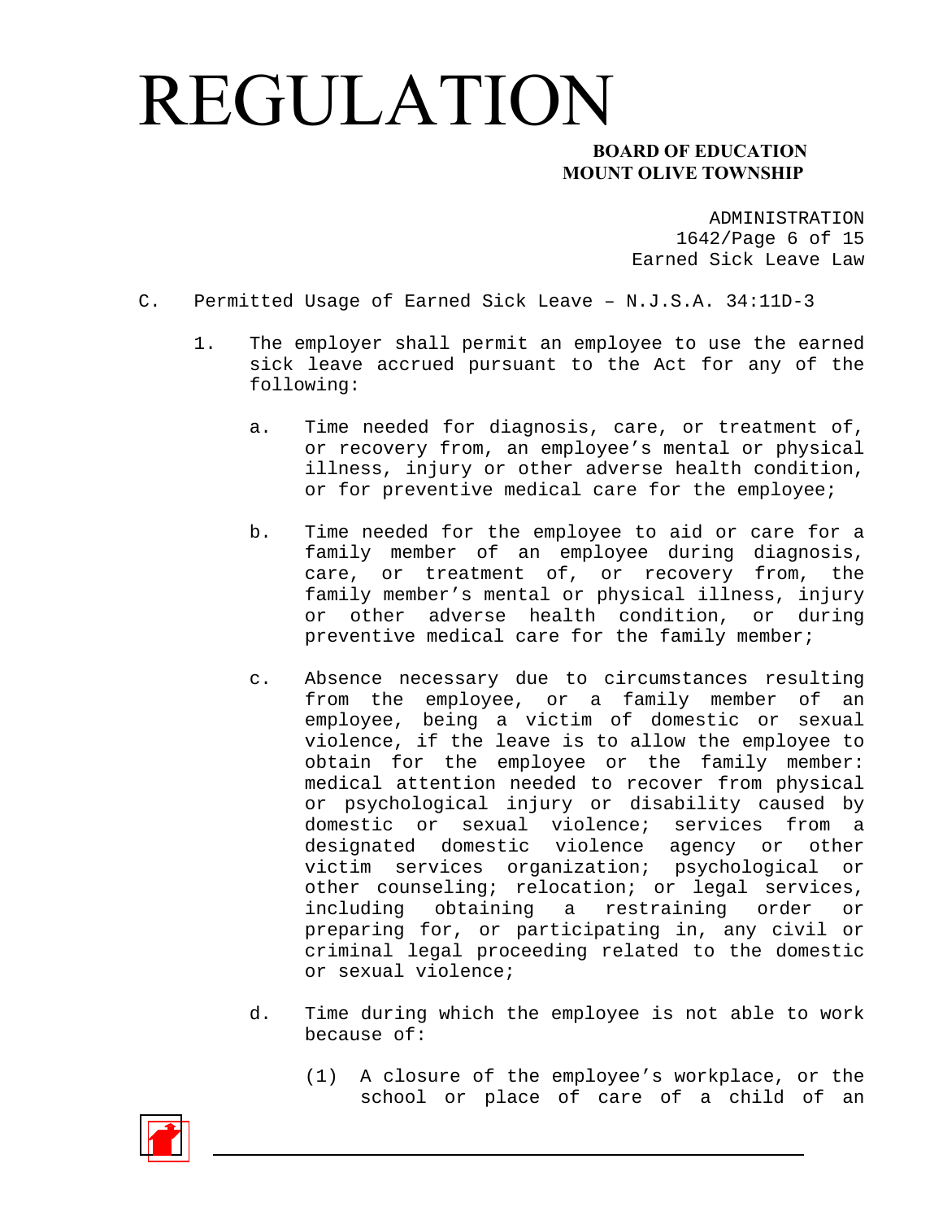C. Permitted Usage of Earned Sick Leave – N.J.S.A. 34:11D-3

1. The employer shall permit an employee to use the earned sick leave accrued pursuant to the Act for any of the following:

   a. Time needed for diagnosis, care, or treatment of, or recovery from, an employee's mental or physical illness, injury or other adverse health condition, or for preventive medical care for the employee;

   b. Time needed for the employee to aid or care for a family member of an employee during diagnosis, care, or treatment of, or recovery from, the family member's mental or physical illness, injury or other adverse health condition, or during preventive medical care for the family member;

   c. Absence necessary due to circumstances resulting from the employee, or a family member of an employee, being a victim of domestic or sexual violence, if the leave is to allow the employee to obtain for the employee or the family member: medical attention needed to recover from physical or psychological injury or disability caused by domestic or sexual violence; services from a designated domestic violence agency or other victim services organization; psychological or other counseling; relocation; or legal services, including obtaining a restraining order or preparing for, or participating in, any civil or criminal legal proceeding related to the domestic or sexual violence;

   d. Time during which the employee is not able to work because of:

      (1) A closure of the employee's workplace, or the school or place of care of a child of an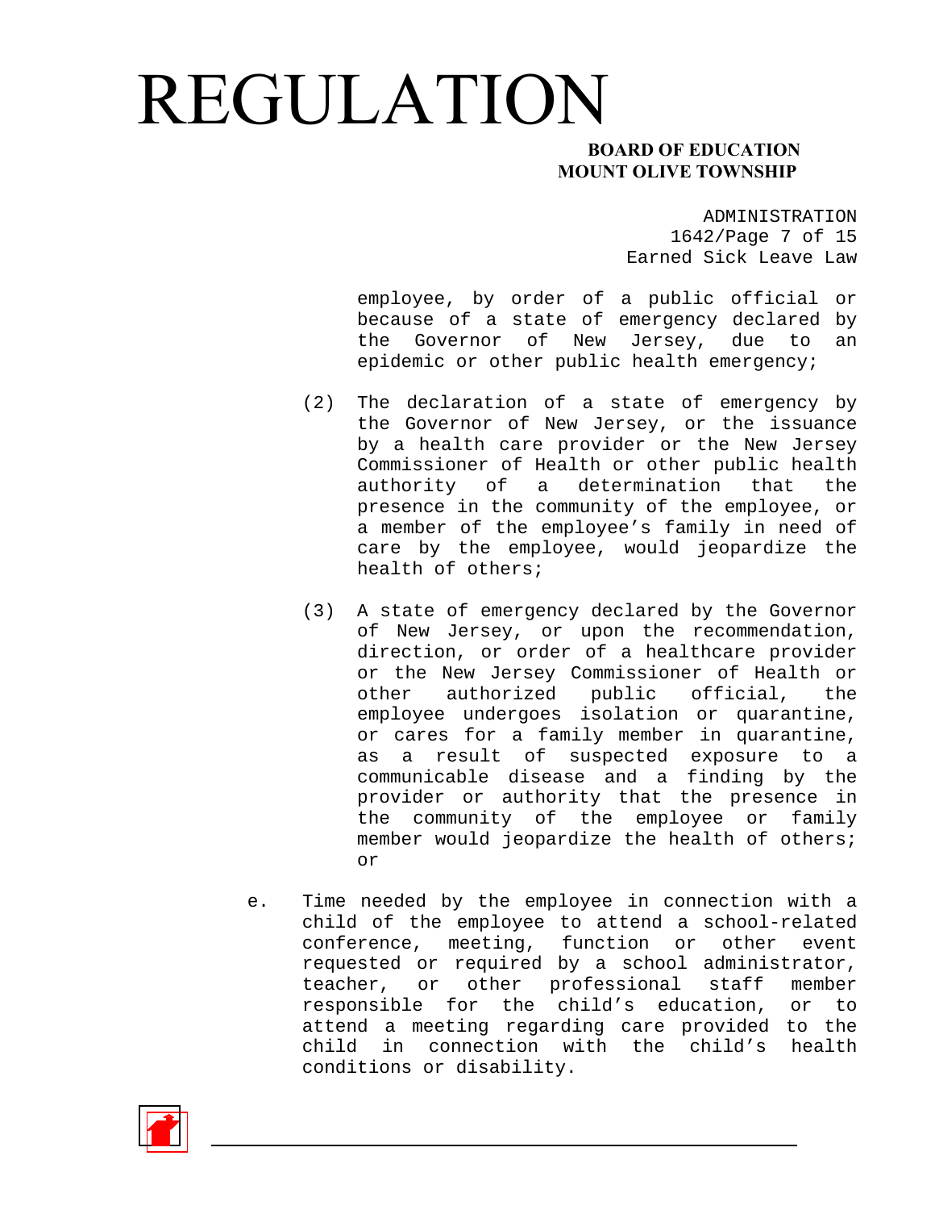employee, by order of a public official or because of a state of emergency declared by the Governor of New Jersey, due to an epidemic or other public health emergency;

(2) The declaration of a state of emergency by the Governor of New Jersey, or the issuance by a health care provider or the New Jersey Commissioner of Health or other public health authority of a determination that the presence in the community of the employee, or a member of the employee's family in need of care by the employee, would jeopardize the health of others;

(3) A state of emergency declared by the Governor of New Jersey, or upon the recommendation, direction, or order of a healthcare provider or the New Jersey Commissioner of Health or other authorized public official, the employee undergoes isolation or quarantine, or cares for a family member in quarantine, as a result of suspected exposure to a communicable disease and a finding by the provider or authority that the presence in the community of the employee or family member would jeopardize the health of others; or

e. Time needed by the employee in connection with a child of the employee to attend a school-related conference, meeting, function or other event requested or required by a school administrator, teacher, or other professional staff member responsible for the child's education, or to attend a meeting regarding care provided to the child in connection with the child's health conditions or disability.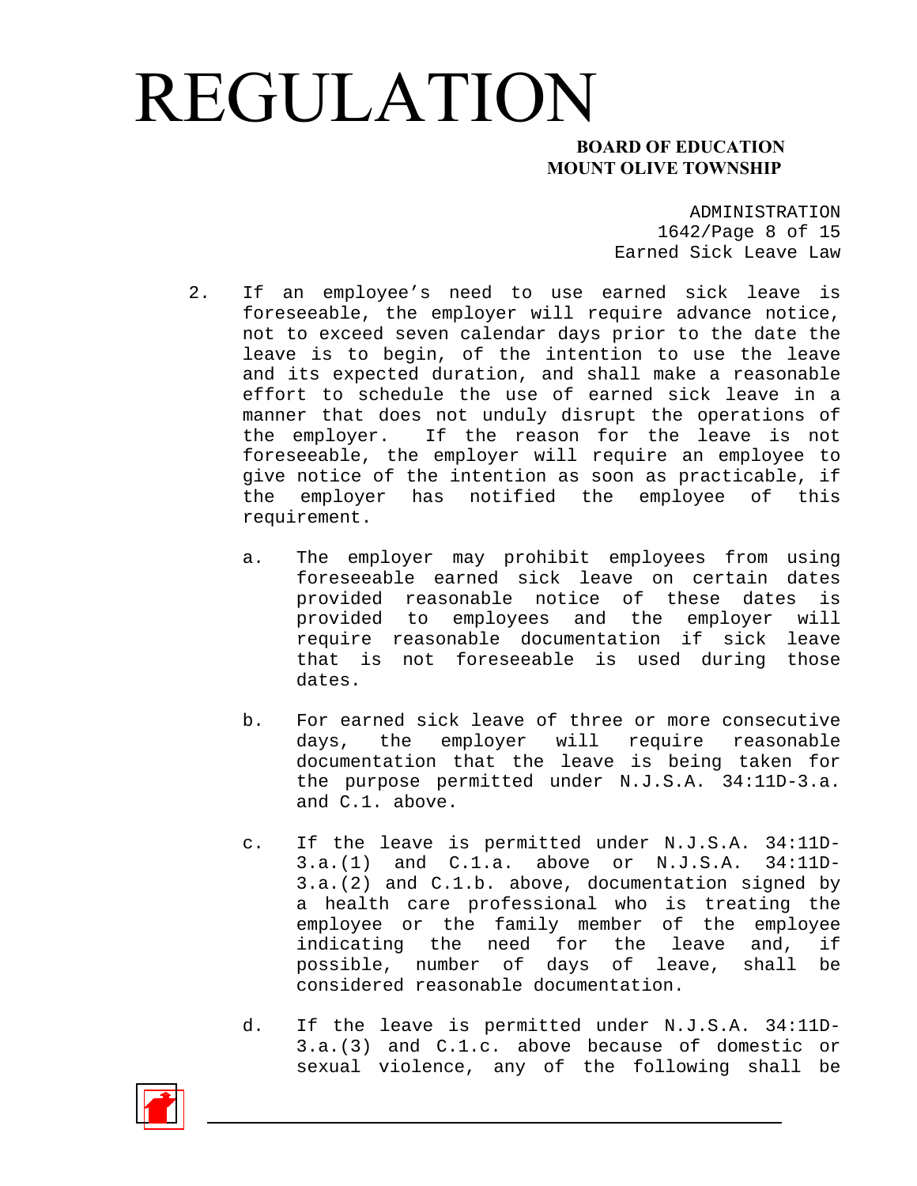2. If an employee's need to use earned sick leave is foreseeable, the employer will require advance notice, not to exceed seven calendar days prior to the date the leave is to begin, of the intention to use the leave and its expected duration, and shall make a reasonable effort to schedule the use of earned sick leave in a manner that does not unduly disrupt the operations of the employer. If the reason for the leave is not foreseeable, the employer will require an employee to give notice of the intention as soon as practicable, if the employer has notified the employee of this requirement.

   a. The employer may prohibit employees from using foreseeable earned sick leave on certain dates provided reasonable notice of these dates is provided to employees and the employer will require reasonable documentation if sick leave that is not foreseeable is used during those dates.

   b. For earned sick leave of three or more consecutive days, the employer will require reasonable documentation that the leave is being taken for the purpose permitted under N.J.S.A. 34:11D-3.a. and C.1. above.

   c. If the leave is permitted under N.J.S.A. 34:11D-3.a.(1) and C.1.a. above or N.J.S.A. 34:11D-3.a.(2) and C.1.b. above, documentation signed by a health care professional who is treating the employee or the family member of the employee indicating the need for the leave and, if possible, number of days of leave, shall be considered reasonable documentation.

   d. If the leave is permitted under N.J.S.A. 34:11D-3.a.(3) and C.1.c. above because of domestic or sexual violence, any of the following shall be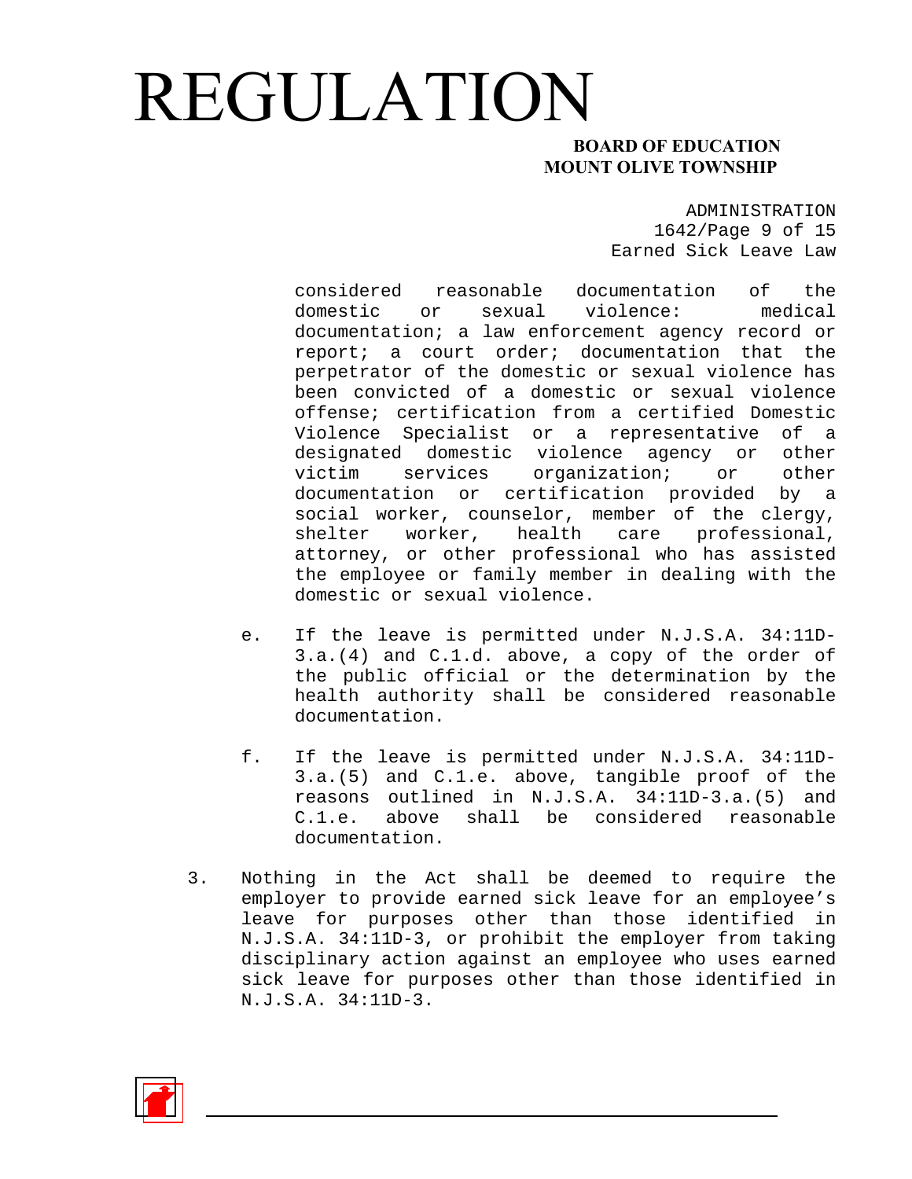considered reasonable documentation of the domestic or sexual violence: medical documentation; a law enforcement agency record or report; a court order; documentation that the perpetrator of the domestic or sexual violence has been convicted of a domestic or sexual violence offense; certification from a certified Domestic Violence Specialist or a representative of a designated domestic violence agency or other victim services organization; or other documentation or certification provided by a social worker, counselor, member of the clergy, shelter worker, health care professional, attorney, or other professional who has assisted the employee or family member in dealing with the domestic or sexual violence.

e. If the leave is permitted under N.J.S.A. 34:11D-3.a.(4) and C.1.d. above, a copy of the order of the public official or the determination by the health authority shall be considered reasonable documentation.

f. If the leave is permitted under N.J.S.A. 34:11D-3.a.(5) and C.1.e. above, tangible proof of the reasons outlined in N.J.S.A. 34:11D-3.a.(5) and C.1.e. above shall be considered reasonable documentation.

3. Nothing in the Act shall be deemed to require the employer to provide earned sick leave for an employee's leave for purposes other than those identified in N.J.S.A. 34:11D-3, or prohibit the employer from taking disciplinary action against an employee who uses earned sick leave for purposes other than those identified in N.J.S.A. 34:11D-3.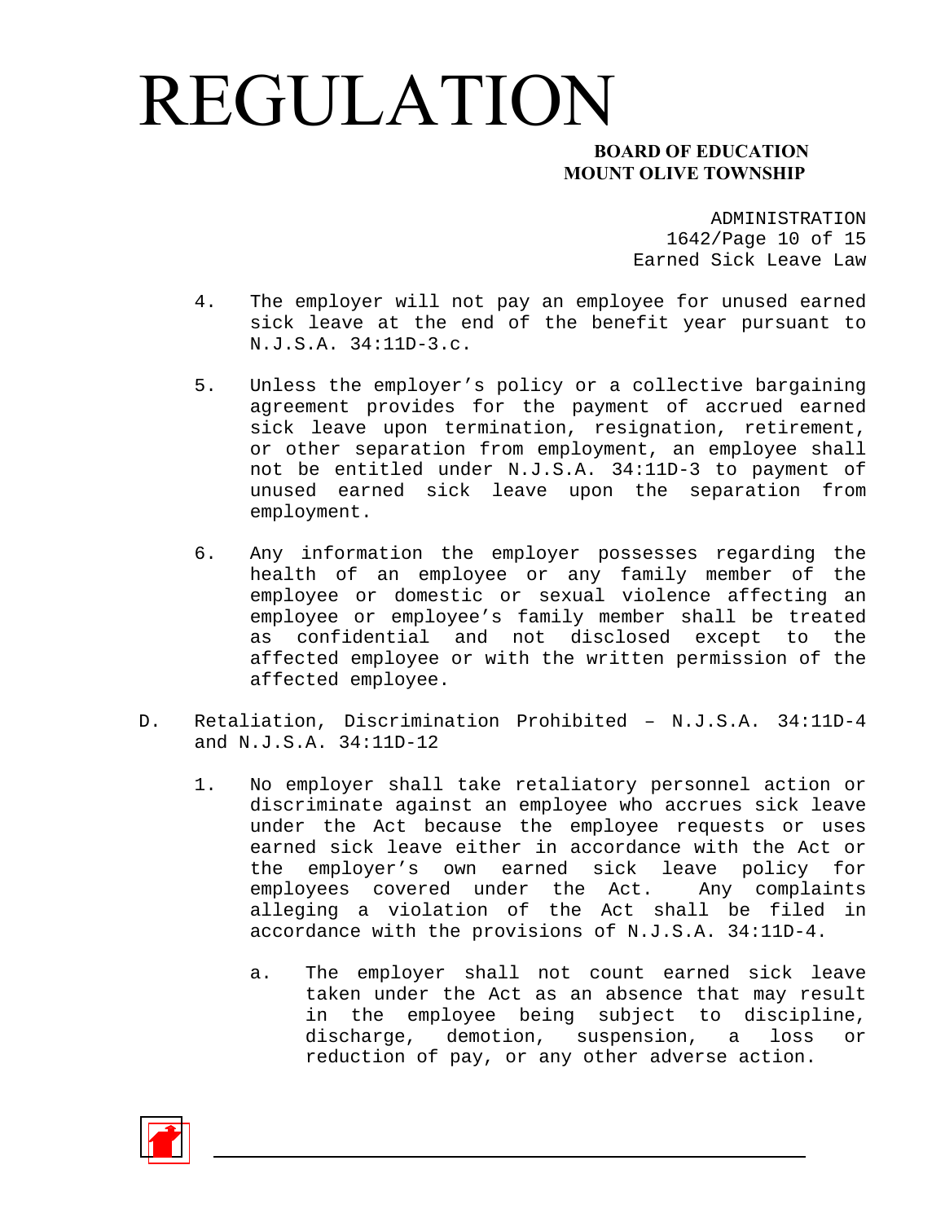4. The employer will not pay an employee for unused earned sick leave at the end of the benefit year pursuant to N.J.S.A. 34:11D-3.c.

5. Unless the employer's policy or a collective bargaining agreement provides for the payment of accrued earned sick leave upon termination, resignation, retirement, or other separation from employment, an employee shall not be entitled under N.J.S.A. 34:11D-3 to payment of unused earned sick leave upon the separation from employment.

6. Any information the employer possesses regarding the health of an employee or any family member of the employee or domestic or sexual violence affecting an employee or employee's family member shall be treated as confidential and not disclosed except to the affected employee or with the written permission of the affected employee.

D. Retaliation, Discrimination Prohibited – N.J.S.A. 34:11D-4 and N.J.S.A. 34:11D-12

   1. No employer shall take retaliatory personnel action or discriminate against an employee who accrues sick leave under the Act because the employee requests or uses earned sick leave either in accordance with the Act or the employer's own earned sick leave policy for employees covered under the Act. Any complaints alleging a violation of the Act shall be filed in accordance with the provisions of N.J.S.A. 34:11D-4.

      a. The employer shall not count earned sick leave taken under the Act as an absence that may result in the employee being subject to discipline, discharge, demotion, suspension, a loss or reduction of pay, or any other adverse action.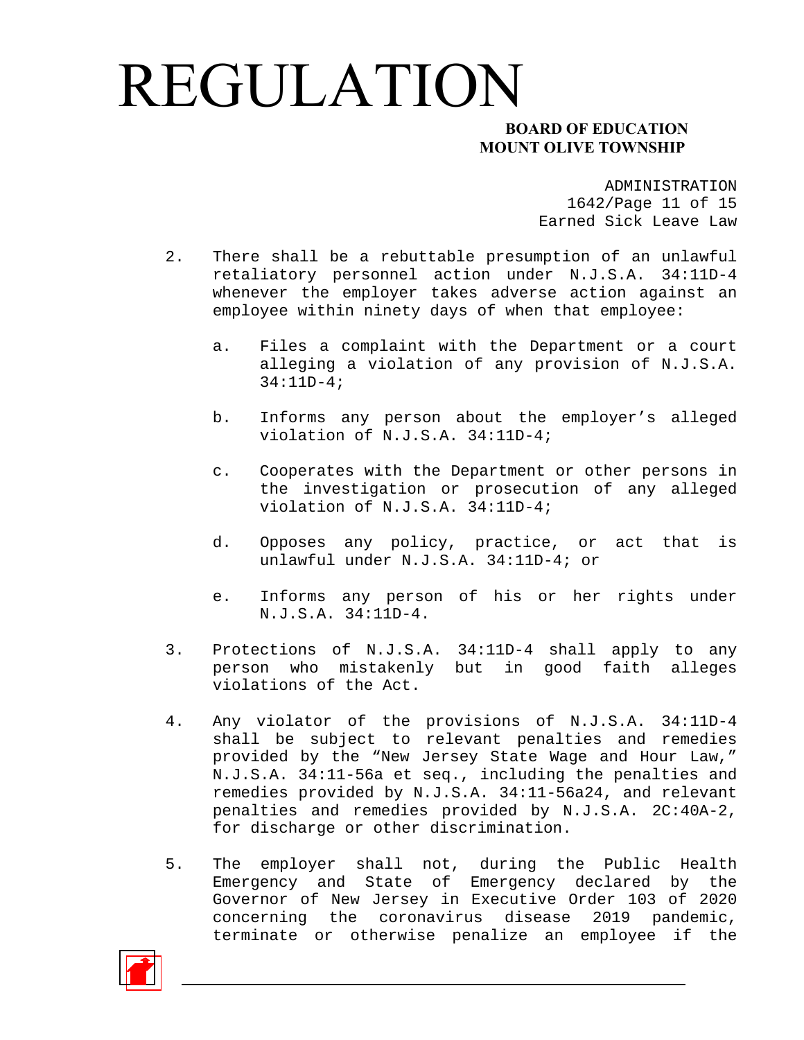2. There shall be a rebuttable presumption of an unlawful retaliatory personnel action under N.J.S.A. 34:11D-4 whenever the employer takes adverse action against an employee within ninety days of when that employee:

    a. Files a complaint with the Department or a court alleging a violation of any provision of N.J.S.A. 34:11D-4;

    b. Informs any person about the employer's alleged violation of N.J.S.A. 34:11D-4;

    c. Cooperates with the Department or other persons in the investigation or prosecution of any alleged violation of N.J.S.A. 34:11D-4;

    d. Opposes any policy, practice, or act that is unlawful under N.J.S.A. 34:11D-4; or

    e. Informs any person of his or her rights under N.J.S.A. 34:11D-4.

3. Protections of N.J.S.A. 34:11D-4 shall apply to any person who mistakenly but in good faith alleges violations of the Act.

4. Any violator of the provisions of N.J.S.A. 34:11D-4 shall be subject to relevant penalties and remedies provided by the "New Jersey State Wage and Hour Law," N.J.S.A. 34:11-56a et seq., including the penalties and remedies provided by N.J.S.A. 34:11-56a24, and relevant penalties and remedies provided by N.J.S.A. 2C:40A-2, for discharge or other discrimination.

5. The employer shall not, during the Public Health Emergency and State of Emergency declared by the Governor of New Jersey in Executive Order 103 of 2020 concerning the coronavirus disease 2019 pandemic, terminate or otherwise penalize an employee if the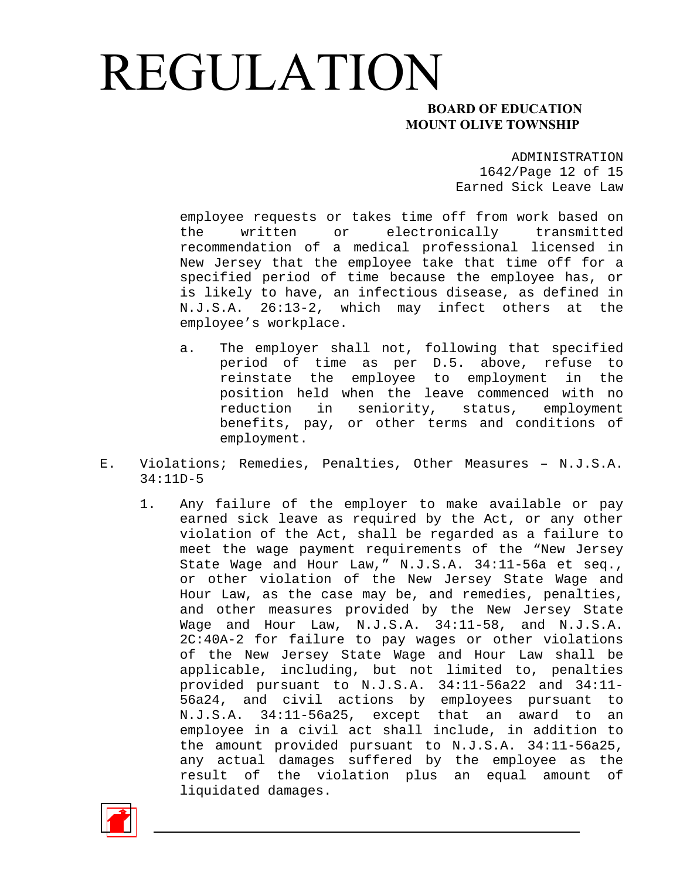employee requests or takes time off from work based on the written or electronically transmitted recommendation of a medical professional licensed in New Jersey that the employee take that time off for a specified period of time because the employee has, or is likely to have, an infectious disease, as defined in N.J.S.A. 26:13-2, which may infect others at the employee's workplace.

   a. The employer shall not, following that specified period of time as per D.5. above, refuse to reinstate the employee to employment in the position held when the leave commenced with no reduction in seniority, status, employment benefits, pay, or other terms and conditions of employment.

E. Violations; Remedies, Penalties, Other Measures – N.J.S.A. 34:11D-5

   1. Any failure of the employer to make available or pay earned sick leave as required by the Act, or any other violation of the Act, shall be regarded as a failure to meet the wage payment requirements of the "New Jersey State Wage and Hour Law," N.J.S.A. 34:11-56a et seq., or other violation of the New Jersey State Wage and Hour Law, as the case may be, and remedies, penalties, and other measures provided by the New Jersey State Wage and Hour Law, N.J.S.A. 34:11-58, and N.J.S.A. 2C:40A-2 for failure to pay wages or other violations of the New Jersey State Wage and Hour Law shall be applicable, including, but not limited to, penalties provided pursuant to N.J.S.A. 34:11-56a22 and 34:11-56a24, and civil actions by employees pursuant to N.J.S.A. 34:11-56a25, except that an award to an employee in a civil act shall include, in addition to the amount provided pursuant to N.J.S.A. 34:11-56a25, any actual damages suffered by the employee as the result of the violation plus an equal amount of liquidated damages.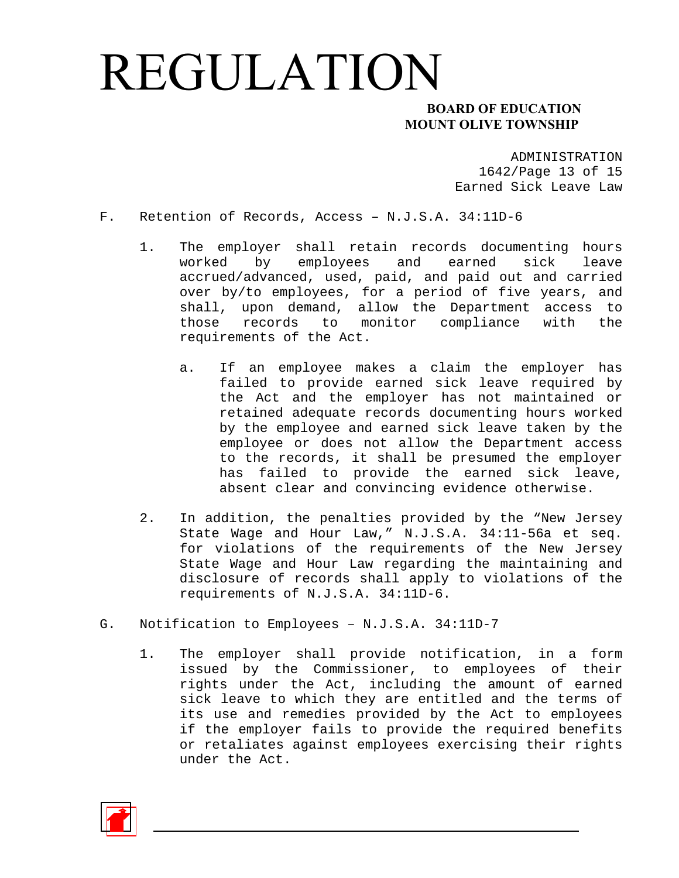F. Retention of Records, Access – N.J.S.A. 34:11D-6

1. The employer shall retain records documenting hours worked by employees and earned sick leave accrued/advanced, used, paid, and paid out and carried over by/to employees, for a period of five years, and shall, upon demand, allow the Department access to those records to monitor compliance with the requirements of the Act.

   a. If an employee makes a claim the employer has failed to provide earned sick leave required by the Act and the employer has not maintained or retained adequate records documenting hours worked by the employee and earned sick leave taken by the employee or does not allow the Department access to the records, it shall be presumed the employer has failed to provide the earned sick leave, absent clear and convincing evidence otherwise.

2. In addition, the penalties provided by the "New Jersey State Wage and Hour Law," N.J.S.A. 34:11-56a et seq. for violations of the requirements of the New Jersey State Wage and Hour Law regarding the maintaining and disclosure of records shall apply to violations of the requirements of N.J.S.A. 34:11D-6.

G. Notification to Employees – N.J.S.A. 34:11D-7

1. The employer shall provide notification, in a form issued by the Commissioner, to employees of their rights under the Act, including the amount of earned sick leave to which they are entitled and the terms of its use and remedies provided by the Act to employees if the employer fails to provide the required benefits or retaliates against employees exercising their rights under the Act.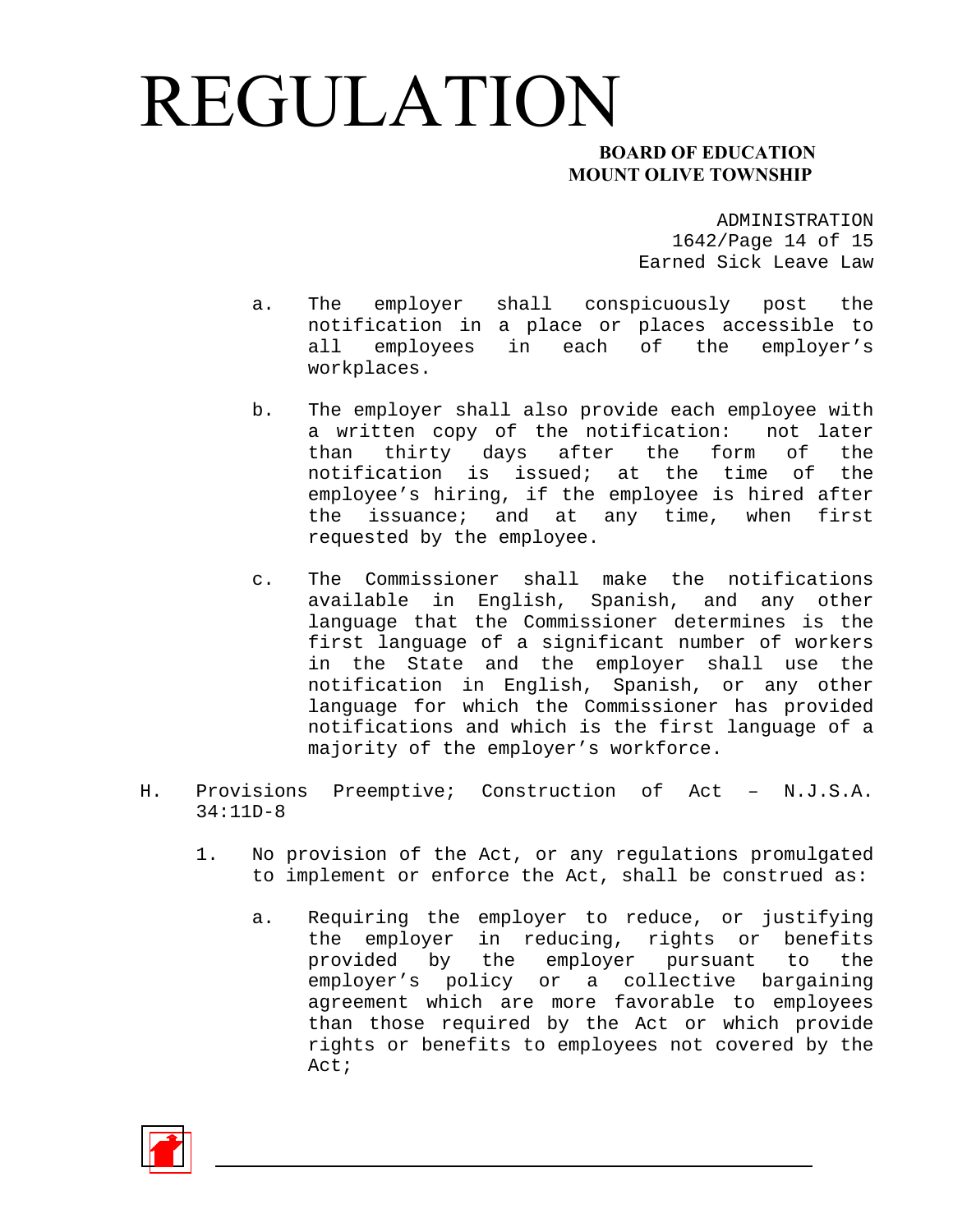a. The employer shall conspicuously post the notification in a place or places accessible to all employees in each of the employer's workplaces.

b. The employer shall also provide each employee with a written copy of the notification: not later than thirty days after the form of the notification is issued; at the time of the employee's hiring, if the employee is hired after the issuance; and at any time, when first requested by the employee.

c. The Commissioner shall make the notifications available in English, Spanish, and any other language that the Commissioner determines is the first language of a significant number of workers in the State and the employer shall use the notification in English, Spanish, or any other language for which the Commissioner has provided notifications and which is the first language of a majority of the employer's workforce.

H. Provisions Preemptive; Construction of Act – N.J.S.A. 34:11D-8

1. No provision of the Act, or any regulations promulgated to implement or enforce the Act, shall be construed as:

   a. Requiring the employer to reduce, or justifying the employer in reducing, rights or benefits provided by the employer pursuant to the employer's policy or a collective bargaining agreement which are more favorable to employees than those required by the Act or which provide rights or benefits to employees not covered by the Act;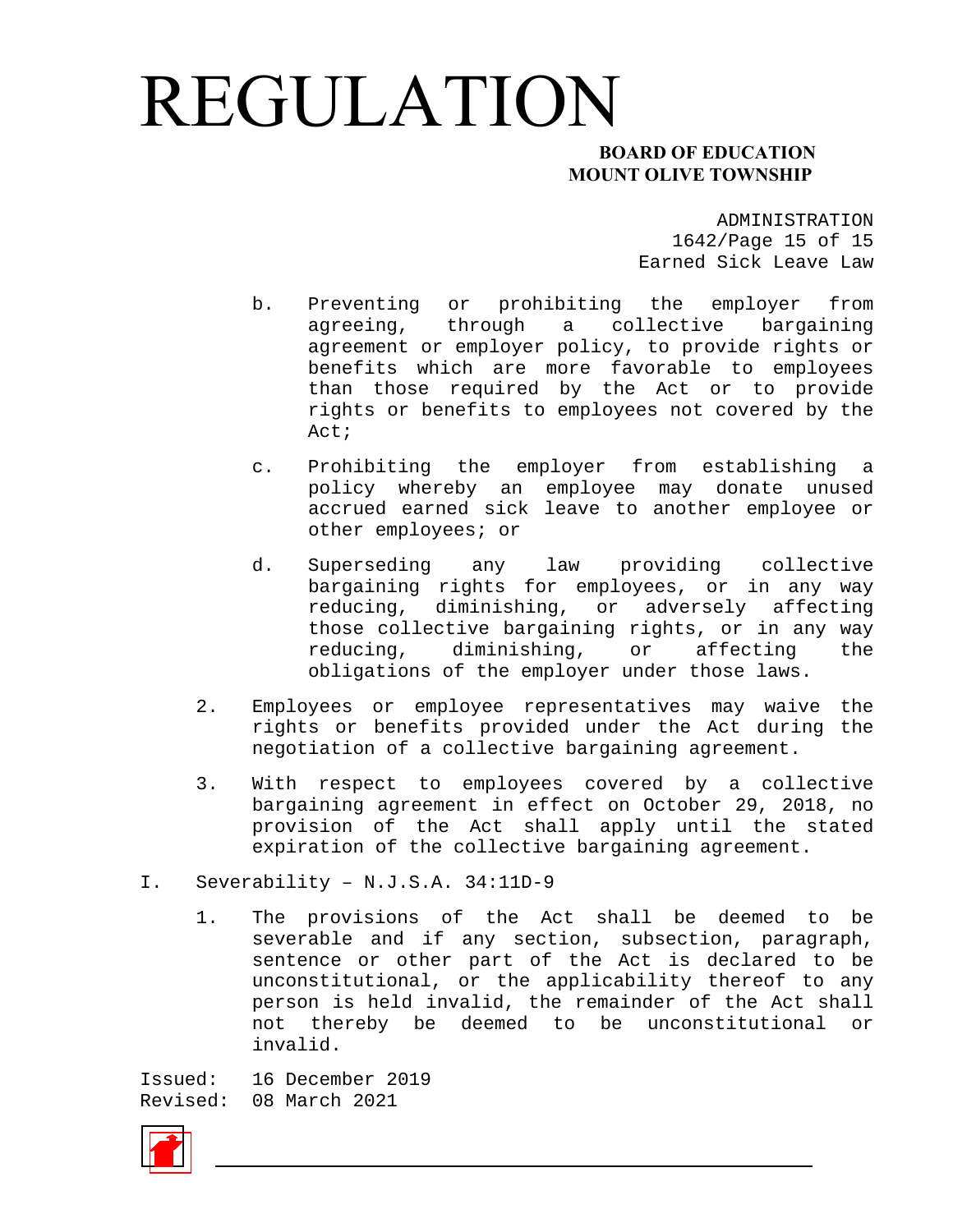b. Preventing or prohibiting the employer from agreeing, through a collective bargaining agreement or employer policy, to provide rights or benefits which are more favorable to employees than those required by the Act or to provide rights or benefits to employees not covered by the Act;

c. Prohibiting the employer from establishing a policy whereby an employee may donate unused accrued earned sick leave to another employee or other employees; or

d. Superseding any law providing collective bargaining rights for employees, or in any way reducing, diminishing, or adversely affecting those collective bargaining rights, or in any way reducing, diminishing, or affecting the obligations of the employer under those laws.

2. Employees or employee representatives may waive the rights or benefits provided under the Act during the negotiation of a collective bargaining agreement.

3. With respect to employees covered by a collective bargaining agreement in effect on October 29, 2018, no provision of the Act shall apply until the stated expiration of the collective bargaining agreement.

I. Severability – N.J.S.A. 34:11D-9

1. The provisions of the Act shall be deemed to be severable and if any section, subsection, paragraph, sentence or other part of the Act is declared to be unconstitutional, or the applicability thereof to any person is held invalid, the remainder of the Act shall not thereby be deemed to be unconstitutional or invalid.

Issued: 16 December 2019
Revised: 08 March 2021